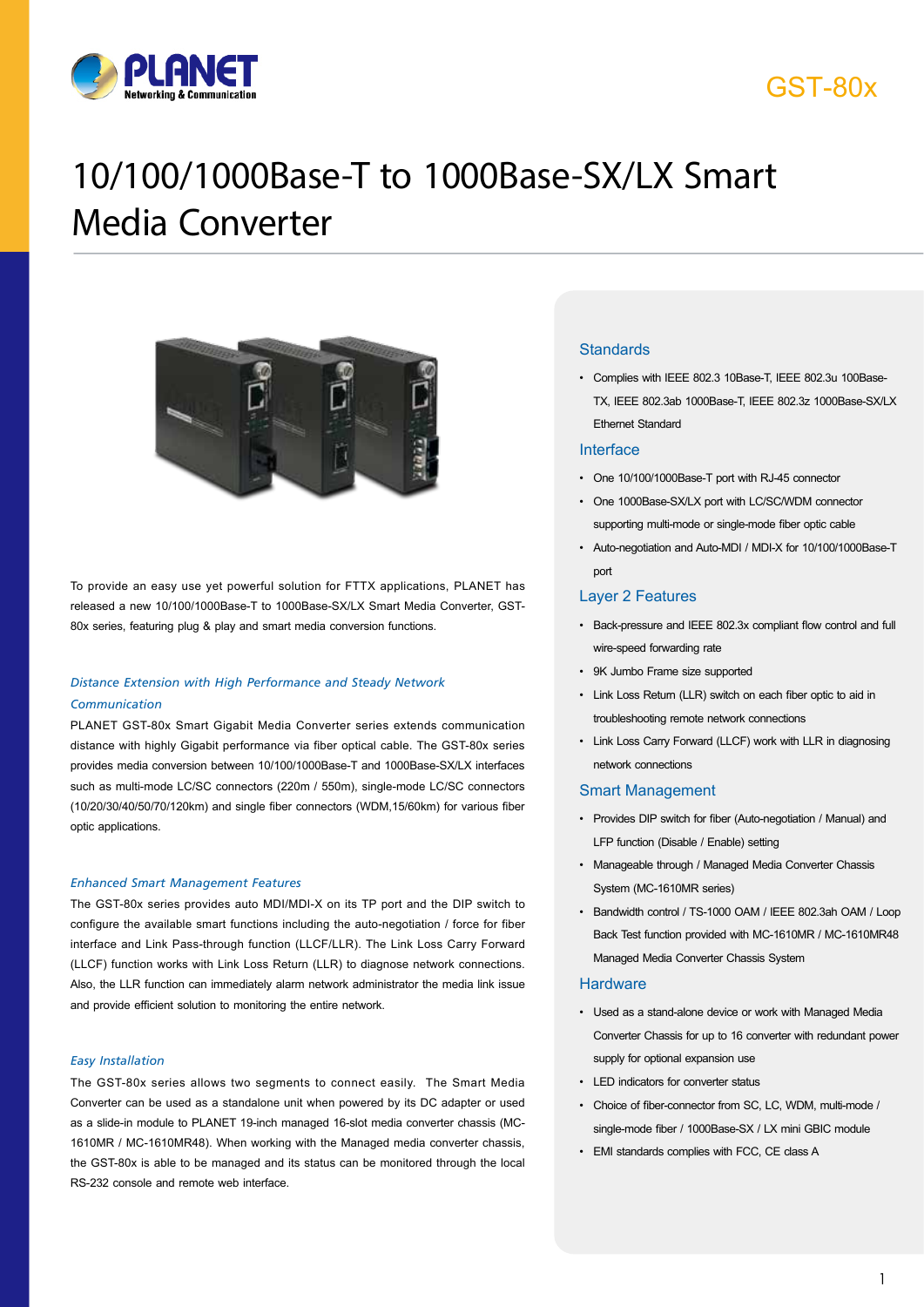GST-80x

# 10/100/1000Base-T to 1000Base-SX/LX Smart Media Converter

To provide an easy use yet powerful solution for FTTX applications, PLANET has released a new 10/100/1000Base-T to 1000Base-SX/LX Smart Media Converter, GST-80x series, featuring plug & play and smart media conversion functions.

### *Distance Extension with High Performance and Steady Network Communication*

PLANET GST-80x Smart Gigabit Media Converter series extends communication distance with highly Gigabit performance via fiber optical cable. The GST-80x series provides media conversion between 10/100/1000Base-T and 1000Base-SX/LX interfaces such as multi-mode LC/SC connectors (220m / 550m), single-mode LC/SC connectors (10/20/30/40/50/70/120km) and single fiber connectors (WDM,15/60km) for various fiber optic applications.

### *Enhanced Smart Management Features*

The GST-80x series provides auto MDI/MDI-X on its TP port and the DIP switch to configure the available smart functions including the auto-negotiation / force for fiber interface and Link Pass-through function (LLCF/LLR). The Link Loss Carry Forward (LLCF) function works with Link Loss Return (LLR) to diagnose network connections. Also, the LLR function can immediately alarm network administrator the media link issue and provide efficient solution to monitoring the entire network.

### *Easy Installation*

The GST-80x series allows two segments to connect easily. The Smart Media Converter can be used as a standalone unit when powered by its DC adapter or used as a slide-in module to PLANET 19-inch managed 16-slot media converter chassis (MC-1610MR / MC-1610MR48). When working with the Managed media converter chassis, the GST-80x is able to be managed and its status can be monitored through the local RS-232 console and remote web interface.

## Standards

- Complies with IEEE 802.3 10Base-T, IEEE 802.3u 100Base-TX, IEEE 802.3ab 1000Base-T, IEEE 802.3z 1000Base-SX/LX Ethernet Standard

## Interface

- One 10/100/1000Base-T port with RJ-45 connector
- One 1000Base-SX/LX port with LC/SC/WDM connector supporting multi-mode or single-mode fiber optic cable
- Auto-negotiation and Auto-MDI / MDI-X for 10/100/1000Base-T port

## Layer 2 Features

- Back-pressure and IEEE 802.3x compliant flow control and full wire-speed forwarding rate
- 9K Jumbo Frame size supported
- Link Loss Return (LLR) switch on each fiber optic to aid in troubleshooting remote network connections
- Link Loss Carry Forward (LLCF) work with LLR in diagnosing network connections

## Smart Management

- Provides DIP switch for fiber (Auto-negotiation / Manual) and LFP function (Disable / Enable) setting
- Manageable through / Managed Media Converter Chassis System (MC-1610MR series)
- Bandwidth control / TS-1000 OAM / IEEE 802.3ah OAM / Loop Back Test function provided with MC-1610MR / MC-1610MR48 Managed Media Converter Chassis System

## Hardware

- Used as a stand-alone device or work with Managed Media Converter Chassis for up to 16 converter with redundant power supply for optional expansion use
- LED indicators for converter status
- Choice of fiber-connector from SC, LC, WDM, multi-mode / single-mode fiber / 1000Base-SX / LX mini GBIC module
- EMI standards complies with FCC, CE class A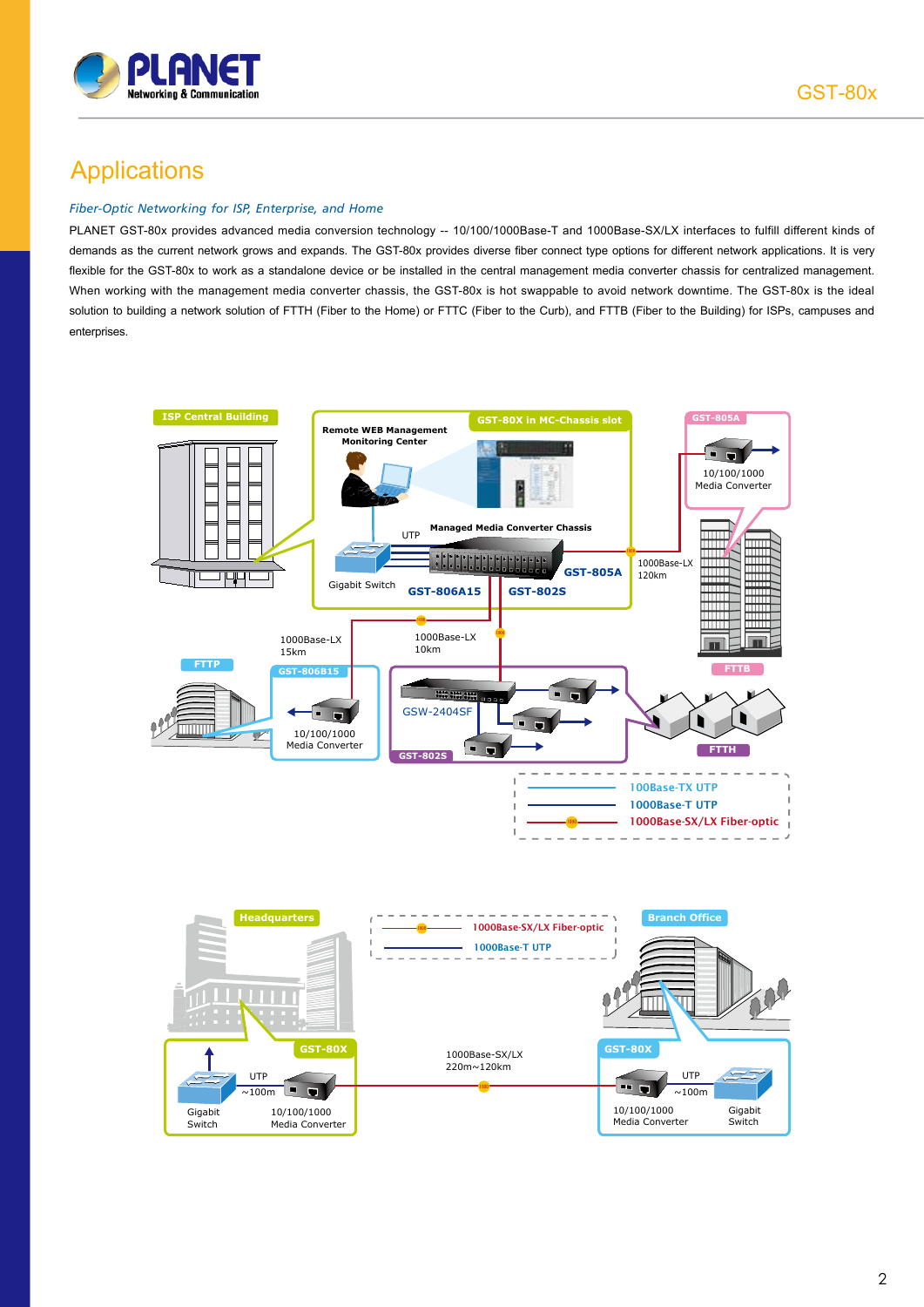# Applications

*Fiber-Optic Networking for ISP, Enterprise, and Home*

PLANET GST-80x provides advanced media conversion technology -- 10/100/1000Base-T and 1000Base-SX/LX interfaces to fulfill different kinds of demands as the current network grows and expands. The GST-80x provides diverse fiber connect type options for different network applications. It is very flexible for the GST-80x to work as a standalone device or be installed in the central management media converter chassis for centralized management. When working with the management media converter chassis, the GST-80x is hot swappable to avoid network downtime. The GST-80x is the ideal solution to building a network solution of FTTH (Fiber to the Home) or FTTC (Fiber to the Curb), and FTTB (Fiber to the Building) for ISPs, campuses and enterprises.

ISP Central Building

Remote WEB Management Monitoring Center

GST-80X in MC-Chassis slot

Managed Media Converter Chassis

UTP

Gigabit Switch

GST-806A15

GST-802S

GST-805A

GST-805A

10/100/1000 Media Converter

1000Base-LX 120km

1000Base-LX 15km

1000Base-LX 10km

FTTP

GST-806B15

10/100/1000 Media Converter

GSW-2404SF

GST-802S

FTTB

FTTH

100Base-TX UTP

1000Base-T UTP

1000Base-SX/LX Fiber-optic

Headquarters

1000Base-SX/LX Fiber-optic

1000Base-T UTP

Branch Office

GST-80X

UTP ~100m

Gigabit Switch

10/100/1000 Media Converter

1000Base-SX/LX 220m~120km

GST-80X

UTP ~100m

10/100/1000 Media Converter

Gigabit Switch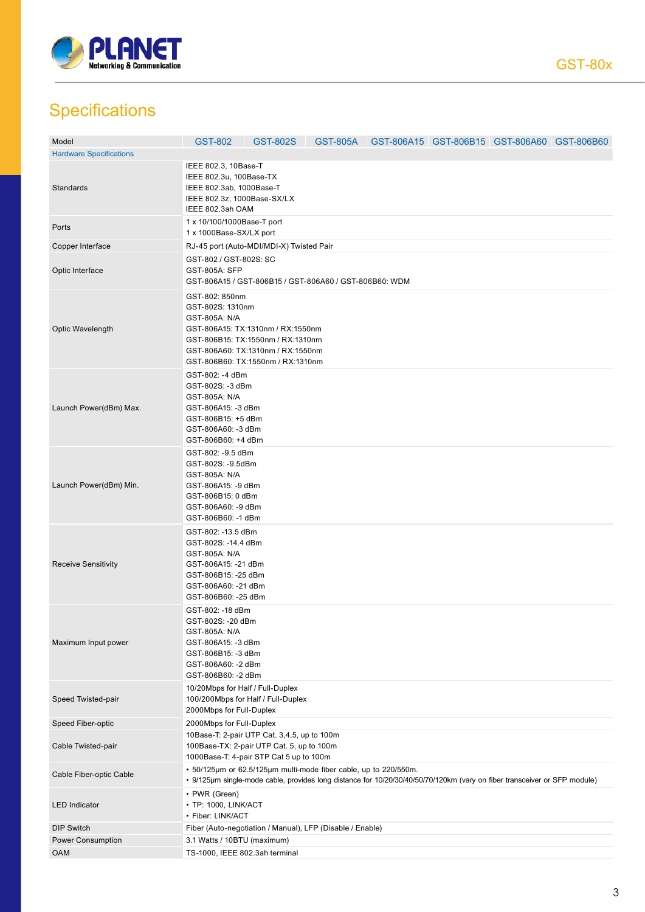# Specifications

| Model | GST-802 | GST-802S | GST-805A | GST-806A15 | GST-806B15 | GST-806A60 | GST-806B60 |
|---|---|---|---|---|---|---|---|
| **Hardware Specifications** | | | | | | | |
| Standards | IEEE 802.3, 10Base-T<br>IEEE 802.3u, 100Base-TX<br>IEEE 802.3ab, 1000Base-T<br>IEEE 802.3z, 1000Base-SX/LX<br>IEEE 802.3ah OAM | | | | | | |
| Ports | 1 x 10/100/1000Base-T port<br>1 x 1000Base-SX/LX port | | | | | | |
| Copper Interface | RJ-45 port (Auto-MDI/MDI-X) Twisted Pair | | | | | | |
| Optic Interface | GST-802 / GST-802S: SC<br>GST-805A: SFP<br>GST-806A15 / GST-806B15 / GST-806A60 / GST-806B60: WDM | | | | | | |
| Optic Wavelength | GST-802: 850nm<br>GST-802S: 1310nm<br>GST-805A: N/A<br>GST-806A15: TX:1310nm / RX:1550nm<br>GST-806B15: TX:1550nm / RX:1310nm<br>GST-806A60: TX:1310nm / RX:1550nm<br>GST-806B60: TX:1550nm / RX:1310nm | | | | | | |
| Launch Power(dBm) Max. | GST-802: -4 dBm<br>GST-802S: -3 dBm<br>GST-805A: N/A<br>GST-806A15: -3 dBm<br>GST-806B15: +5 dBm<br>GST-806A60: -3 dBm<br>GST-806B60: +4 dBm | | | | | | |
| Launch Power(dBm) Min. | GST-802: -9.5 dBm<br>GST-802S: -9.5dBm<br>GST-805A: N/A<br>GST-806A15: -9 dBm<br>GST-806B15: 0 dBm<br>GST-806A60: -9 dBm<br>GST-806B60: -1 dBm | | | | | | |
| Receive Sensitivity | GST-802: -13.5 dBm<br>GST-802S: -14.4 dBm<br>GST-805A: N/A<br>GST-806A15: -21 dBm<br>GST-806B15: -25 dBm<br>GST-806A60: -21 dBm<br>GST-806B60: -25 dBm | | | | | | |
| Maximum Input power | GST-802: -18 dBm<br>GST-802S: -20 dBm<br>GST-805A: N/A<br>GST-806A15: -3 dBm<br>GST-806B15: -3 dBm<br>GST-806A60: -2 dBm<br>GST-806B60: -2 dBm | | | | | | |
| Speed Twisted-pair | 10/20Mbps for Half / Full-Duplex<br>100/200Mbps for Half / Full-Duplex<br>2000Mbps for Full-Duplex | | | | | | |
| Speed Fiber-optic | 2000Mbps for Full-Duplex | | | | | | |
| Cable Twisted-pair | 10Base-T: 2-pair UTP Cat. 3,4,5, up to 100m<br>100Base-TX: 2-pair UTP Cat. 5, up to 100m<br>1000Base-T: 4-pair STP Cat 5 up to 100m | | | | | | |
| Cable Fiber-optic Cable | • 50/125µm or 62.5/125µm multi-mode fiber cable, up to 220/550m.<br>• 9/125µm single-mode cable, provides long distance for 10/20/30/40/50/70/120km (vary on fiber transceiver or SFP module) | | | | | | |
| LED Indicator | • PWR (Green)<br>• TP: 1000, LINK/ACT<br>• Fiber: LINK/ACT | | | | | | |
| DIP Switch | Fiber (Auto-negotiation / Manual), LFP (Disable / Enable) | | | | | | |
| Power Consumption | 3.1 Watts / 10BTU (maximum) | | | | | | |
| OAM | TS-1000, IEEE 802.3ah terminal | | | | | | |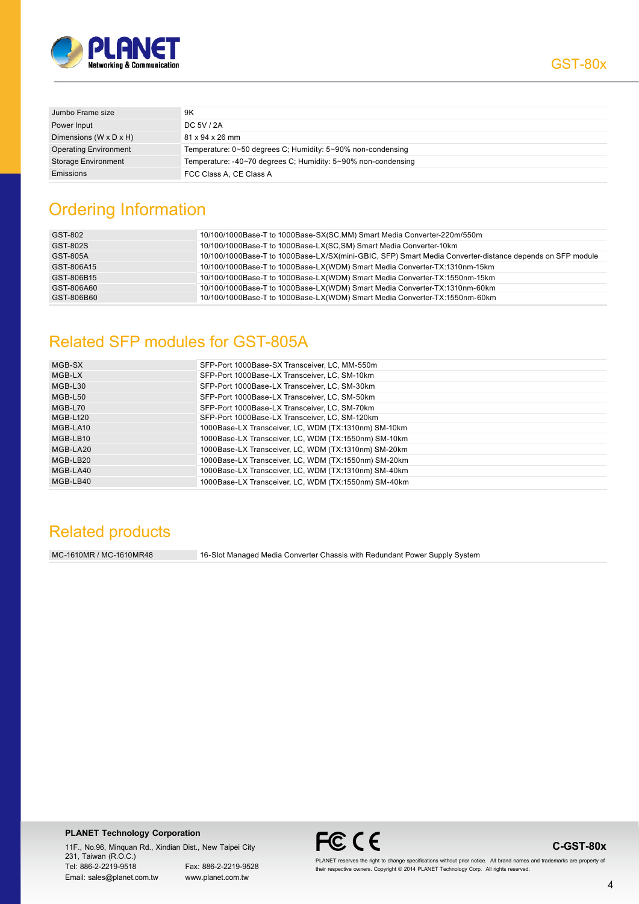| | |
|---|---|
| Jumbo Frame size | 9K |
| Power Input | DC 5V / 2A |
| Dimensions (W x D x H) | 81 x 94 x 26 mm |
| Operating Environment | Temperature: 0~50 degrees C; Humidity: 5~90% non-condensing |
| Storage Environment | Temperature: -40~70 degrees C; Humidity: 5~90% non-condensing |
| Emissions | FCC Class A, CE Class A |

## Ordering Information

| | |
|---|---|
| GST-802 | 10/100/1000Base-T to 1000Base-SX(SC,MM) Smart Media Converter-220m/550m |
| GST-802S | 10/100/1000Base-T to 1000Base-LX(SC,SM) Smart Media Converter-10km |
| GST-805A | 10/100/1000Base-T to 1000Base-LX/SX(mini-GBIC, SFP) Smart Media Converter-distance depends on SFP module |
| GST-806A15 | 10/100/1000Base-T to 1000Base-LX(WDM) Smart Media Converter-TX:1310nm-15km |
| GST-806B15 | 10/100/1000Base-T to 1000Base-LX(WDM) Smart Media Converter-TX:1550nm-15km |
| GST-806A60 | 10/100/1000Base-T to 1000Base-LX(WDM) Smart Media Converter-TX:1310nm-60km |
| GST-806B60 | 10/100/1000Base-T to 1000Base-LX(WDM) Smart Media Converter-TX:1550nm-60km |

## Related SFP modules for GST-805A

| | |
|---|---|
| MGB-SX | SFP-Port 1000Base-SX Transceiver, LC, MM-550m |
| MGB-LX | SFP-Port 1000Base-LX Transceiver, LC, SM-10km |
| MGB-L30 | SFP-Port 1000Base-LX Transceiver, LC, SM-30km |
| MGB-L50 | SFP-Port 1000Base-LX Transceiver, LC, SM-50km |
| MGB-L70 | SFP-Port 1000Base-LX Transceiver, LC, SM-70km |
| MGB-L120 | SFP-Port 1000Base-LX Transceiver, LC, SM-120km |
| MGB-LA10 | 1000Base-LX Transceiver, LC, WDM (TX:1310nm) SM-10km |
| MGB-LB10 | 1000Base-LX Transceiver, LC, WDM (TX:1550nm) SM-10km |
| MGB-LA20 | 1000Base-LX Transceiver, LC, WDM (TX:1310nm) SM-20km |
| MGB-LB20 | 1000Base-LX Transceiver, LC, WDM (TX:1550nm) SM-20km |
| MGB-LA40 | 1000Base-LX Transceiver, LC, WDM (TX:1310nm) SM-40km |
| MGB-LB40 | 1000Base-LX Transceiver, LC, WDM (TX:1550nm) SM-40km |

## Related products

| | |
|---|---|
| MC-1610MR / MC-1610MR48 | 16-Slot Managed Media Converter Chassis with Redundant Power Supply System |

**PLANET Technology Corporation**

11F., No.96, Minquan Rd., Xindian Dist., New Taipei City 231, Taiwan (R.O.C.)
Tel: 886-2-2219-9518 Fax: 886-2-2219-9528
Email: sales@planet.com.tw www.planet.com.tw

**C-GST-80x**

PLANET reserves the right to change specifications without prior notice. All brand names and trademarks are property of their respective owners. Copyright © 2014 PLANET Technology Corp. All rights reserved.